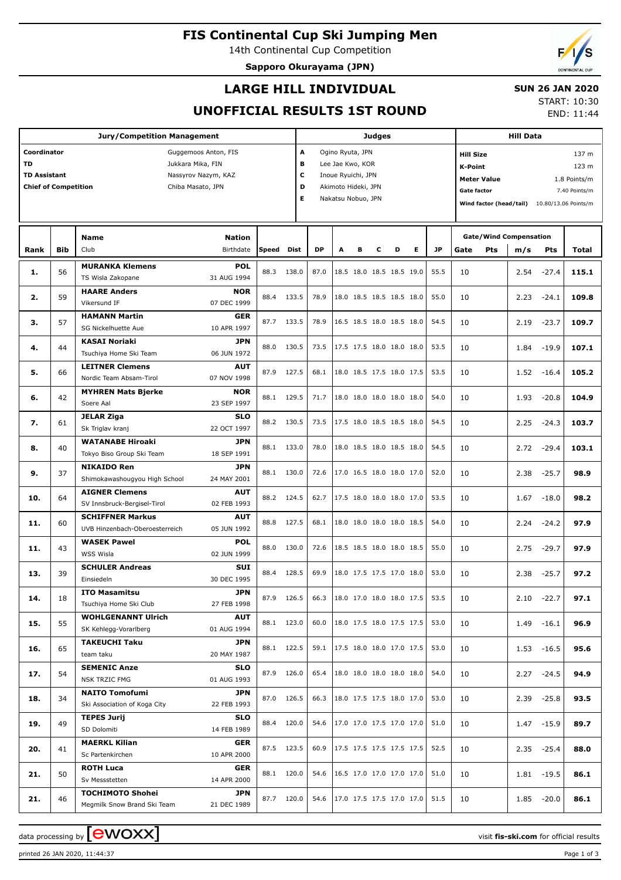# FIS Continental Cup Ski Jumping Men

14th Continental Cup Competition

**Sapporo Okurayama (JPN)**

## LARGE HILL INDIVIDUAL

## UNOFFICIAL RESULTS 1ST ROUND

**SUN 26 JAN 2020**

START: 10:30
END: 11:44

| Jury/Competition Management | | Judges | | Hill Data | |
|---|---|---|---|---|---|
| Coordinator | Guggemoos Anton, FIS | A | Ogino Ryuta, JPN | Hill Size | 137 m |
| TD | Jukkara Mika, FIN | B | Lee Jae Kwo, KOR | K-Point | 123 m |
| TD Assistant | Nassyrov Nazym, KAZ | C | Inoue Ryuichi, JPN | Meter Value | 1.8 Points/m |
| Chief of Competition | Chiba Masato, JPN | D | Akimoto Hideki, JPN | Gate factor | 7.40 Points/m |
| | | E | Nakatsu Nobuo, JPN | Wind factor (head/tail) | 10.80/13.06 Points/m |

| Rank | Bib | Name / Club | Nation / Birthdate | Speed | Dist | DP | A | B | C | D | E | JP | Gate | Pts | m/s | Pts | Total |
|---|---|---|---|---|---|---|---|---|---|---|---|---|---|---|---|---|---|
| 1. | 56 | **MURANKA Klemens** TS Wisla Zakopane | **POL** 31 AUG 1994 | 88.3 | 138.0 | 87.0 | 18.5 | 18.0 | 18.5 | 18.5 | 19.0 | 55.5 | 10 | | 2.54 | -27.4 | **115.1** |
| 2. | 59 | **HAARE Anders** Vikersund IF | **NOR** 07 DEC 1999 | 88.4 | 133.5 | 78.9 | 18.0 | 18.5 | 18.5 | 18.5 | 18.0 | 55.0 | 10 | | 2.23 | -24.1 | **109.8** |
| 3. | 57 | **HAMANN Martin** SG Nickelhuette Aue | **GER** 10 APR 1997 | 87.7 | 133.5 | 78.9 | 16.5 | 18.5 | 18.0 | 18.5 | 18.0 | 54.5 | 10 | | 2.19 | -23.7 | **109.7** |
| 4. | 44 | **KASAI Noriaki** Tsuchiya Home Ski Team | **JPN** 06 JUN 1972 | 88.0 | 130.5 | 73.5 | 17.5 | 17.5 | 18.0 | 18.0 | 18.0 | 53.5 | 10 | | 1.84 | -19.9 | **107.1** |
| 5. | 66 | **LEITNER Clemens** Nordic Team Absam-Tirol | **AUT** 07 NOV 1998 | 87.9 | 127.5 | 68.1 | 18.0 | 18.5 | 17.5 | 18.0 | 17.5 | 53.5 | 10 | | 1.52 | -16.4 | **105.2** |
| 6. | 42 | **MYHREN Mats Bjerke** Soere Aal | **NOR** 23 SEP 1997 | 88.1 | 129.5 | 71.7 | 18.0 | 18.0 | 18.0 | 18.0 | 18.0 | 54.0 | 10 | | 1.93 | -20.8 | **104.9** |
| 7. | 61 | **JELAR Ziga** Sk Triglav kranj | **SLO** 22 OCT 1997 | 88.2 | 130.5 | 73.5 | 17.5 | 18.0 | 18.5 | 18.5 | 18.0 | 54.5 | 10 | | 2.25 | -24.3 | **103.7** |
| 8. | 40 | **WATANABE Hiroaki** Tokyo Biso Group Ski Team | **JPN** 18 SEP 1991 | 88.1 | 133.0 | 78.0 | 18.0 | 18.5 | 18.0 | 18.5 | 18.0 | 54.5 | 10 | | 2.72 | -29.4 | **103.1** |
| 9. | 37 | **NIKAIDO Ren** Shimokawashougyou High School | **JPN** 24 MAY 2001 | 88.1 | 130.0 | 72.6 | 17.0 | 16.5 | 18.0 | 18.0 | 17.0 | 52.0 | 10 | | 2.38 | -25.7 | **98.9** |
| 10. | 64 | **AIGNER Clemens** SV Innsbruck-Bergisel-Tirol | **AUT** 02 FEB 1993 | 88.2 | 124.5 | 62.7 | 17.5 | 18.0 | 18.0 | 18.0 | 17.0 | 53.5 | 10 | | 1.67 | -18.0 | **98.2** |
| 11. | 60 | **SCHIFFNER Markus** UVB Hinzenbach-Oberoesterreich | **AUT** 05 JUN 1992 | 88.8 | 127.5 | 68.1 | 18.0 | 18.0 | 18.0 | 18.0 | 18.5 | 54.0 | 10 | | 2.24 | -24.2 | **97.9** |
| 11. | 43 | **WASEK Pawel** WSS Wisla | **POL** 02 JUN 1999 | 88.0 | 130.0 | 72.6 | 18.5 | 18.5 | 18.0 | 18.0 | 18.5 | 55.0 | 10 | | 2.75 | -29.7 | **97.9** |
| 13. | 39 | **SCHULER Andreas** Einsiedeln | **SUI** 30 DEC 1995 | 88.4 | 128.5 | 69.9 | 18.0 | 17.5 | 17.5 | 17.0 | 18.0 | 53.0 | 10 | | 2.38 | -25.7 | **97.2** |
| 14. | 18 | **ITO Masamitsu** Tsuchiya Home Ski Club | **JPN** 27 FEB 1998 | 87.9 | 126.5 | 66.3 | 18.0 | 17.0 | 18.0 | 18.0 | 17.5 | 53.5 | 10 | | 2.10 | -22.7 | **97.1** |
| 15. | 55 | **WOHLGENANNT Ulrich** SK Kehlegg-Vorarlberg | **AUT** 01 AUG 1994 | 88.1 | 123.0 | 60.0 | 18.0 | 17.5 | 18.0 | 17.5 | 17.5 | 53.0 | 10 | | 1.49 | -16.1 | **96.9** |
| 16. | 65 | **TAKEUCHI Taku** team taku | **JPN** 20 MAY 1987 | 88.1 | 122.5 | 59.1 | 17.5 | 18.0 | 18.0 | 17.0 | 17.5 | 53.0 | 10 | | 1.53 | -16.5 | **95.6** |
| 17. | 54 | **SEMENIC Anze** NSK TRZIC FMG | **SLO** 01 AUG 1993 | 87.9 | 126.0 | 65.4 | 18.0 | 18.0 | 18.0 | 18.0 | 18.0 | 54.0 | 10 | | 2.27 | -24.5 | **94.9** |
| 18. | 34 | **NAITO Tomofumi** Ski Association of Koga City | **JPN** 22 FEB 1993 | 87.0 | 126.5 | 66.3 | 18.0 | 17.5 | 17.5 | 18.0 | 17.0 | 53.0 | 10 | | 2.39 | -25.8 | **93.5** |
| 19. | 49 | **TEPES Jurij** SD Dolomiti | **SLO** 14 FEB 1989 | 88.4 | 120.0 | 54.6 | 17.0 | 17.0 | 17.5 | 17.0 | 17.0 | 51.0 | 10 | | 1.47 | -15.9 | **89.7** |
| 20. | 41 | **MAERKL Kilian** Sc Partenkirchen | **GER** 10 APR 2000 | 87.5 | 123.5 | 60.9 | 17.5 | 17.5 | 17.5 | 17.5 | 17.5 | 52.5 | 10 | | 2.35 | -25.4 | **88.0** |
| 21. | 50 | **ROTH Luca** Sv Messstetten | **GER** 14 APR 2000 | 88.1 | 120.0 | 54.6 | 16.5 | 17.0 | 17.0 | 17.0 | 17.0 | 51.0 | 10 | | 1.81 | -19.5 | **86.1** |
| 21. | 46 | **TOCHIMOTO Shohei** Megmilk Snow Brand Ski Team | **JPN** 21 DEC 1989 | 87.7 | 120.0 | 54.6 | 17.0 | 17.5 | 17.5 | 17.0 | 17.0 | 51.5 | 10 | | 1.85 | -20.0 | **86.1** |

data processing by ewoxx — visit fis-ski.com for official results

printed 26 JAN 2020, 11:44:37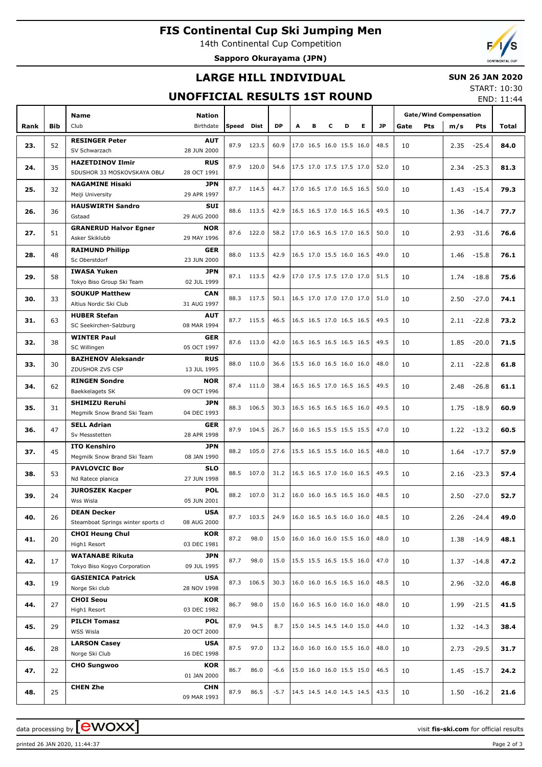# FIS Continental Cup Ski Jumping Men

14th Continental Cup Competition

**Sapporo Okurayama (JPN)**

## LARGE HILL INDIVIDUAL

**SUN 26 JAN 2020**

START: 10:30

END: 11:44

## UNOFFICIAL RESULTS 1ST ROUND

| Rank | Bib | Name / Club | Nation / Birthdate | Speed | Dist | DP | A | B | C | D | E | JP | Gate | Pts | m/s | Pts | Total |
|---|---|---|---|---|---|---|---|---|---|---|---|---|---|---|---|---|---|
| 23. | 52 | **RESINGER Peter** SV Schwarzach | **AUT** 28 JUN 2000 | 87.9 | 123.5 | 60.9 | 17.0 | 16.5 | 16.0 | 15.5 | 16.0 | 48.5 | 10 | | 2.35 | -25.4 | **84.0** |
| 24. | 35 | **HAZETDINOV Ilmir** SDUSHOR 33 MOSKOVSKAYA OBL/ | **RUS** 28 OCT 1991 | 87.9 | 120.0 | 54.6 | 17.5 | 17.0 | 17.5 | 17.5 | 17.0 | 52.0 | 10 | | 2.34 | -25.3 | **81.3** |
| 25. | 32 | **NAGAMINE Hisaki** Meiji University | **JPN** 29 APR 1997 | 87.7 | 114.5 | 44.7 | 17.0 | 16.5 | 17.0 | 16.5 | 16.5 | 50.0 | 10 | | 1.43 | -15.4 | **79.3** |
| 26. | 36 | **HAUSWIRTH Sandro** Gstaad | **SUI** 29 AUG 2000 | 88.6 | 113.5 | 42.9 | 16.5 | 16.5 | 17.0 | 16.5 | 16.5 | 49.5 | 10 | | 1.36 | -14.7 | **77.7** |
| 27. | 51 | **GRANERUD Halvor Egner** Asker Skiklubb | **NOR** 29 MAY 1996 | 87.6 | 122.0 | 58.2 | 17.0 | 16.5 | 16.5 | 17.0 | 16.5 | 50.0 | 10 | | 2.93 | -31.6 | **76.6** |
| 28. | 48 | **RAIMUND Philipp** Sc Oberstdorf | **GER** 23 JUN 2000 | 88.0 | 113.5 | 42.9 | 16.5 | 17.0 | 15.5 | 16.0 | 16.5 | 49.0 | 10 | | 1.46 | -15.8 | **76.1** |
| 29. | 58 | **IWASA Yuken** Tokyo Biso Group Ski Team | **JPN** 02 JUL 1999 | 87.1 | 113.5 | 42.9 | 17.0 | 17.5 | 17.5 | 17.0 | 17.0 | 51.5 | 10 | | 1.74 | -18.8 | **75.6** |
| 30. | 33 | **SOUKUP Matthew** Altius Nordic Ski Club | **CAN** 31 AUG 1997 | 88.3 | 117.5 | 50.1 | 16.5 | 17.0 | 17.0 | 17.0 | 17.0 | 51.0 | 10 | | 2.50 | -27.0 | **74.1** |
| 31. | 63 | **HUBER Stefan** SC Seekirchen-Salzburg | **AUT** 08 MAR 1994 | 87.7 | 115.5 | 46.5 | 16.5 | 16.5 | 17.0 | 16.5 | 16.5 | 49.5 | 10 | | 2.11 | -22.8 | **73.2** |
| 32. | 38 | **WINTER Paul** SC Willingen | **GER** 05 OCT 1997 | 87.6 | 113.0 | 42.0 | 16.5 | 16.5 | 16.5 | 16.5 | 16.5 | 49.5 | 10 | | 1.85 | -20.0 | **71.5** |
| 33. | 30 | **BAZHENOV Aleksandr** ZDUSHOR ZVS CSP | **RUS** 13 JUL 1995 | 88.0 | 110.0 | 36.6 | 15.5 | 16.0 | 16.5 | 16.0 | 16.0 | 48.0 | 10 | | 2.11 | -22.8 | **61.8** |
| 34. | 62 | **RINGEN Sondre** Baekkelagets SK | **NOR** 09 OCT 1996 | 87.4 | 111.0 | 38.4 | 16.5 | 16.5 | 17.0 | 16.5 | 16.5 | 49.5 | 10 | | 2.48 | -26.8 | **61.1** |
| 35. | 31 | **SHIMIZU Reruhi** Megmilk Snow Brand Ski Team | **JPN** 04 DEC 1993 | 88.3 | 106.5 | 30.3 | 16.5 | 16.5 | 16.5 | 16.5 | 16.0 | 49.5 | 10 | | 1.75 | -18.9 | **60.9** |
| 36. | 47 | **SELL Adrian** Sv Messstetten | **GER** 28 APR 1998 | 87.9 | 104.5 | 26.7 | 16.0 | 16.5 | 15.5 | 15.5 | 15.5 | 47.0 | 10 | | 1.22 | -13.2 | **60.5** |
| 37. | 45 | **ITO Kenshiro** Megmilk Snow Brand Ski Team | **JPN** 08 JAN 1990 | 88.2 | 105.0 | 27.6 | 15.5 | 16.5 | 15.5 | 16.0 | 16.5 | 48.0 | 10 | | 1.64 | -17.7 | **57.9** |
| 38. | 53 | **PAVLOVCIC Bor** Nd Ratece planica | **SLO** 27 JUN 1998 | 88.5 | 107.0 | 31.2 | 16.5 | 16.5 | 17.0 | 16.0 | 16.5 | 49.5 | 10 | | 2.16 | -23.3 | **57.4** |
| 39. | 24 | **JUROSZEK Kacper** Wss Wisla | **POL** 05 JUN 2001 | 88.2 | 107.0 | 31.2 | 16.0 | 16.0 | 16.5 | 16.5 | 16.0 | 48.5 | 10 | | 2.50 | -27.0 | **52.7** |
| 40. | 26 | **DEAN Decker** Steamboat Springs winter sports cl | **USA** 08 AUG 2000 | 87.7 | 103.5 | 24.9 | 16.0 | 16.5 | 16.5 | 16.0 | 16.0 | 48.5 | 10 | | 2.26 | -24.4 | **49.0** |
| 41. | 20 | **CHOI Heung Chul** High1 Resort | **KOR** 03 DEC 1981 | 87.2 | 98.0 | 15.0 | 16.0 | 16.0 | 16.0 | 15.5 | 16.0 | 48.0 | 10 | | 1.38 | -14.9 | **48.1** |
| 42. | 17 | **WATANABE Rikuta** Tokyo Biso Kogyo Corporation | **JPN** 09 JUL 1995 | 87.7 | 98.0 | 15.0 | 15.5 | 15.5 | 16.5 | 15.5 | 16.0 | 47.0 | 10 | | 1.37 | -14.8 | **47.2** |
| 43. | 19 | **GASIENICA Patrick** Norge Ski club | **USA** 28 NOV 1998 | 87.3 | 106.5 | 30.3 | 16.0 | 16.0 | 16.5 | 16.5 | 16.0 | 48.5 | 10 | | 2.96 | -32.0 | **46.8** |
| 44. | 27 | **CHOI Seou** High1 Resort | **KOR** 03 DEC 1982 | 86.7 | 98.0 | 15.0 | 16.0 | 16.5 | 16.0 | 16.0 | 16.0 | 48.0 | 10 | | 1.99 | -21.5 | **41.5** |
| 45. | 29 | **PILCH Tomasz** WSS Wisla | **POL** 20 OCT 2000 | 87.9 | 94.5 | 8.7 | 15.0 | 14.5 | 14.5 | 14.0 | 15.0 | 44.0 | 10 | | 1.32 | -14.3 | **38.4** |
| 46. | 28 | **LARSON Casey** Norge Ski Club | **USA** 16 DEC 1998 | 87.5 | 97.0 | 13.2 | 16.0 | 16.0 | 16.0 | 15.5 | 16.0 | 48.0 | 10 | | 2.73 | -29.5 | **31.7** |
| 47. | 22 | **CHO Sungwoo** | **KOR** 01 JAN 2000 | 86.7 | 86.0 | -6.6 | 15.0 | 16.0 | 16.0 | 15.5 | 15.0 | 46.5 | 10 | | 1.45 | -15.7 | **24.2** |
| 48. | 25 | **CHEN Zhe** | **CHN** 09 MAR 1993 | 87.9 | 86.5 | -5.7 | 14.5 | 14.5 | 14.0 | 14.5 | 14.5 | 43.5 | 10 | | 1.50 | -16.2 | **21.6** |

data processing by ewoxx — visit **fis-ski.com** for official results

printed 26 JAN 2020, 11:44:37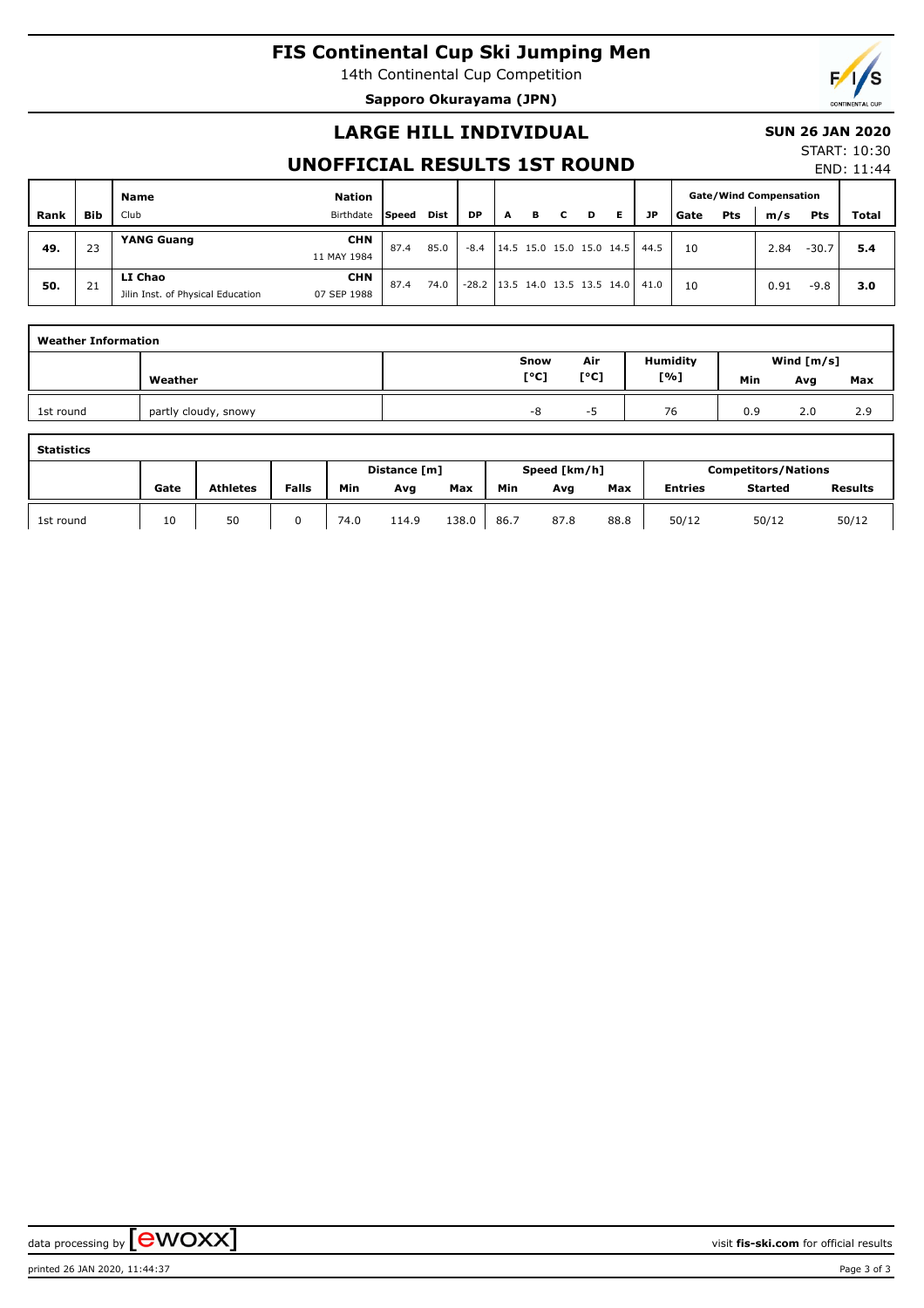# FIS Continental Cup Ski Jumping Men

14th Continental Cup Competition

**Sapporo Okurayama (JPN)**

## LARGE HILL INDIVIDUAL

## UNOFFICIAL RESULTS 1ST ROUND

**SUN 26 JAN 2020**

START: 10:30

END: 11:44

| Rank | Bib | Name / Club | Nation / Birthdate | Speed | Dist | DP | A | B | C | D | E | JP | Gate/Wind Compensation: Gate | Pts | m/s | Pts | Total |
|---|---|---|---|---|---|---|---|---|---|---|---|---|---|---|---|---|---|
| 49. | 23 | **YANG Guang** | **CHN** 11 MAY 1984 | 87.4 | 85.0 | -8.4 | 14.5 | 15.0 | 15.0 | 15.0 | 14.5 | 44.5 | 10 | | 2.84 | -30.7 | **5.4** |
| 50. | 21 | **LI Chao** Jilin Inst. of Physical Education | **CHN** 07 SEP 1988 | 87.4 | 74.0 | -28.2 | 13.5 | 14.0 | 13.5 | 13.5 | 14.0 | 41.0 | 10 | | 0.91 | -9.8 | **3.0** |

**Weather Information**

| | Weather | Snow [°C] | Air [°C] | Humidity [%] | Wind [m/s] Min | Avg | Max |
|---|---|---|---|---|---|---|---|
| 1st round | partly cloudy, snowy | -8 | -5 | 76 | 0.9 | 2.0 | 2.9 |

**Statistics**

| | Gate | Athletes | Falls | Distance [m] Min | Avg | Max | Speed [km/h] Min | Avg | Max | Competitors/Nations Entries | Started | Results |
|---|---|---|---|---|---|---|---|---|---|---|---|---|
| 1st round | 10 | 50 | 0 | 74.0 | 114.9 | 138.0 | 86.7 | 87.8 | 88.8 | 50/12 | 50/12 | 50/12 |

data processing by [ewoxx]

visit **fis-ski.com** for official results

printed 26 JAN 2020, 11:44:37